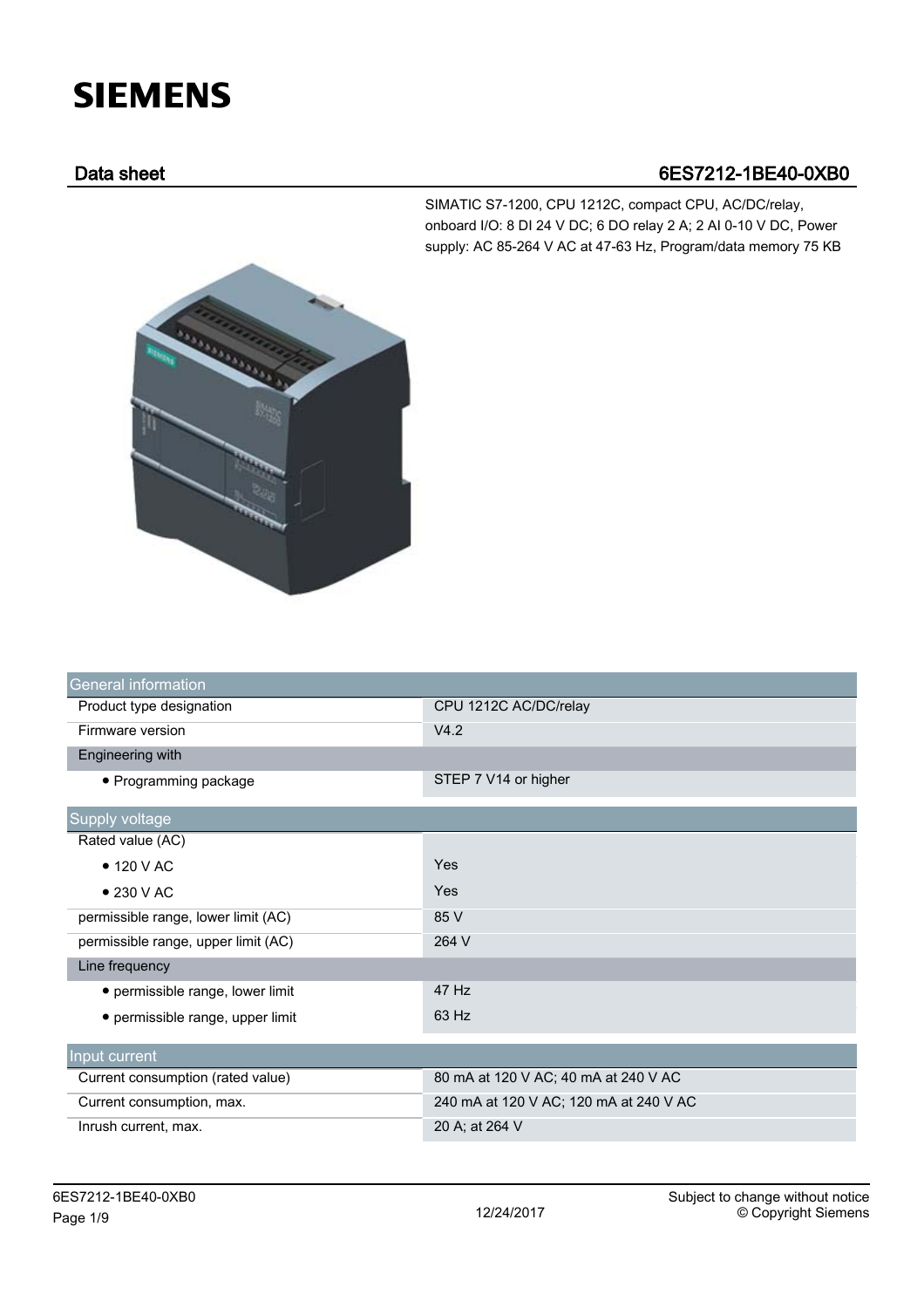# SIEMENS

## Data sheet 6ES7212-1BE40-0XB0

SIMATIC S7-1200, CPU 1212C, compact CPU, AC/DC/relay, onboard I/O: 8 DI 24 V DC; 6 DO relay 2 A; 2 AI 0-10 V DC, Power supply: AC 85-264 V AC at 47-63 Hz, Program/data memory 75 KB

| General information | |
|---|---|
| Product type designation | CPU 1212C AC/DC/relay |
| Firmware version | V4.2 |
| Engineering with | |
| • Programming package | STEP 7 V14 or higher |

| Supply voltage | |
|---|---|
| Rated value (AC) | |
| • 120 V AC | Yes |
| • 230 V AC | Yes |
| permissible range, lower limit (AC) | 85 V |
| permissible range, upper limit (AC) | 264 V |
| Line frequency | |
| • permissible range, lower limit | 47 Hz |
| • permissible range, upper limit | 63 Hz |

| Input current | |
|---|---|
| Current consumption (rated value) | 80 mA at 120 V AC; 40 mA at 240 V AC |
| Current consumption, max. | 240 mA at 120 V AC; 120 mA at 240 V AC |
| Inrush current, max. | 20 A; at 264 V |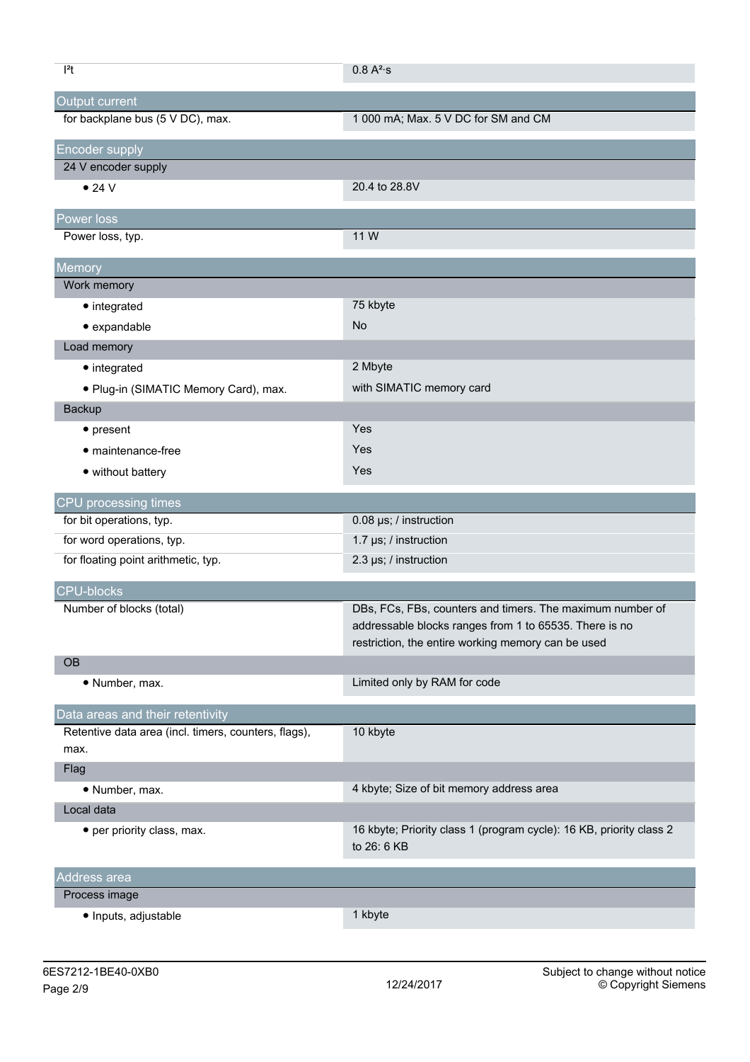| | |
|---|---|
| I²t | 0.8 A²·s |
| **Output current** | |
| for backplane bus (5 V DC), max. | 1 000 mA; Max. 5 V DC for SM and CM |
| **Encoder supply** | |
| 24 V encoder supply | |
| • 24 V | 20.4 to 28.8V |
| **Power loss** | |
| Power loss, typ. | 11 W |
| **Memory** | |
| Work memory | |
| • integrated | 75 kbyte |
| • expandable | No |
| Load memory | |
| • integrated | 2 Mbyte |
| • Plug-in (SIMATIC Memory Card), max. | with SIMATIC memory card |
| Backup | |
| • present | Yes |
| • maintenance-free | Yes |
| • without battery | Yes |
| **CPU processing times** | |
| for bit operations, typ. | 0.08 µs; / instruction |
| for word operations, typ. | 1.7 µs; / instruction |
| for floating point arithmetic, typ. | 2.3 µs; / instruction |
| **CPU-blocks** | |
| Number of blocks (total) | DBs, FCs, FBs, counters and timers. The maximum number of addressable blocks ranges from 1 to 65535. There is no restriction, the entire working memory can be used |
| OB | |
| • Number, max. | Limited only by RAM for code |
| **Data areas and their retentivity** | |
| Retentive data area (incl. timers, counters, flags), max. | 10 kbyte |
| Flag | |
| • Number, max. | 4 kbyte; Size of bit memory address area |
| Local data | |
| • per priority class, max. | 16 kbyte; Priority class 1 (program cycle): 16 KB, priority class 2 to 26: 6 KB |
| **Address area** | |
| Process image | |
| • Inputs, adjustable | 1 kbyte |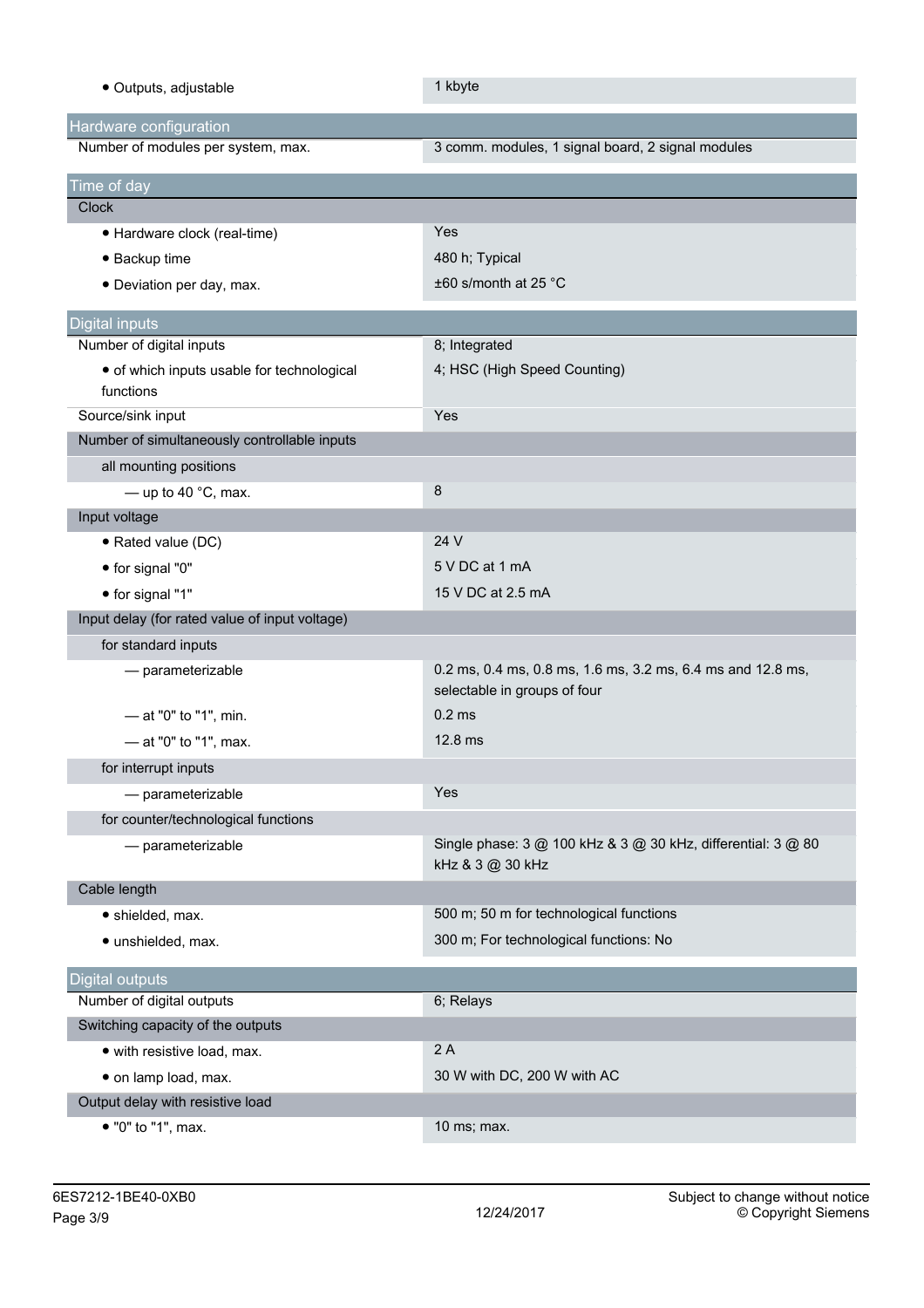| | |
|---|---|
| • Outputs, adjustable | 1 kbyte |

| Hardware configuration | |
|---|---|
| Number of modules per system, max. | 3 comm. modules, 1 signal board, 2 signal modules |

| Time of day | |
|---|---|
| Clock | |
| • Hardware clock (real-time) | Yes |
| • Backup time | 480 h; Typical |
| • Deviation per day, max. | ±60 s/month at 25 °C |

| Digital inputs | |
|---|---|
| Number of digital inputs | 8; Integrated |
| • of which inputs usable for technological functions | 4; HSC (High Speed Counting) |
| Source/sink input | Yes |
| Number of simultaneously controllable inputs | |
| all mounting positions | |
| — up to 40 °C, max. | 8 |
| Input voltage | |
| • Rated value (DC) | 24 V |
| • for signal "0" | 5 V DC at 1 mA |
| • for signal "1" | 15 V DC at 2.5 mA |
| Input delay (for rated value of input voltage) | |
| for standard inputs | |
| — parameterizable | 0.2 ms, 0.4 ms, 0.8 ms, 1.6 ms, 3.2 ms, 6.4 ms and 12.8 ms, selectable in groups of four |
| — at "0" to "1", min. | 0.2 ms |
| — at "0" to "1", max. | 12.8 ms |
| for interrupt inputs | |
| — parameterizable | Yes |
| for counter/technological functions | |
| — parameterizable | Single phase: 3 @ 100 kHz & 3 @ 30 kHz, differential: 3 @ 80 kHz & 3 @ 30 kHz |
| Cable length | |
| • shielded, max. | 500 m; 50 m for technological functions |
| • unshielded, max. | 300 m; For technological functions: No |

| Digital outputs | |
|---|---|
| Number of digital outputs | 6; Relays |
| Switching capacity of the outputs | |
| • with resistive load, max. | 2 A |
| • on lamp load, max. | 30 W with DC, 200 W with AC |
| Output delay with resistive load | |
| • "0" to "1", max. | 10 ms; max. |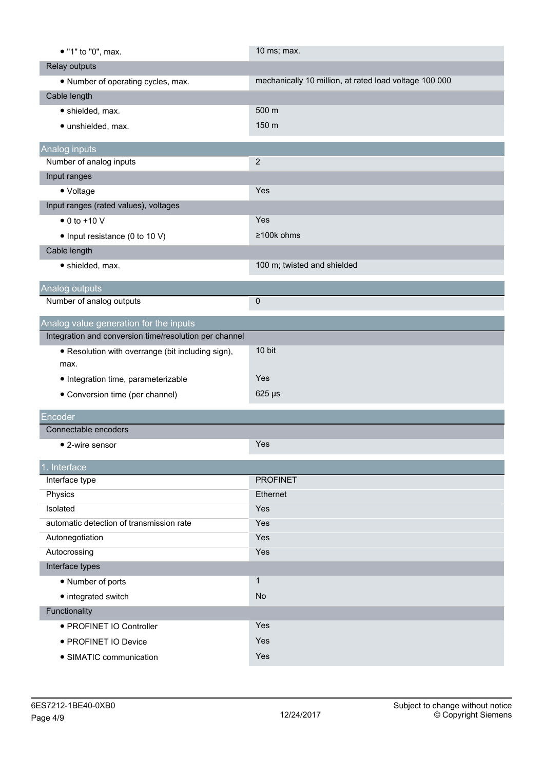| | |
|---|---|
| • "1" to "0", max. | 10 ms; max. |
| Relay outputs | |
| • Number of operating cycles, max. | mechanically 10 million, at rated load voltage 100 000 |
| Cable length | |
| • shielded, max. | 500 m |
| • unshielded, max. | 150 m |

## Analog inputs

| | |
|---|---|
| Number of analog inputs | 2 |
| Input ranges | |
| • Voltage | Yes |
| Input ranges (rated values), voltages | |
| • 0 to +10 V | Yes |
| • Input resistance (0 to 10 V) | ≥100k ohms |
| Cable length | |
| • shielded, max. | 100 m; twisted and shielded |

## Analog outputs

| | |
|---|---|
| Number of analog outputs | 0 |

## Analog value generation for the inputs

| | |
|---|---|
| Integration and conversion time/resolution per channel | |
| • Resolution with overrange (bit including sign), max. | 10 bit |
| • Integration time, parameterizable | Yes |
| • Conversion time (per channel) | 625 µs |

## Encoder

| | |
|---|---|
| Connectable encoders | |
| • 2-wire sensor | Yes |

## 1. Interface

| | |
|---|---|
| Interface type | PROFINET |
| Physics | Ethernet |
| Isolated | Yes |
| automatic detection of transmission rate | Yes |
| Autonegotiation | Yes |
| Autocrossing | Yes |
| Interface types | |
| • Number of ports | 1 |
| • integrated switch | No |
| Functionality | |
| • PROFINET IO Controller | Yes |
| • PROFINET IO Device | Yes |
| • SIMATIC communication | Yes |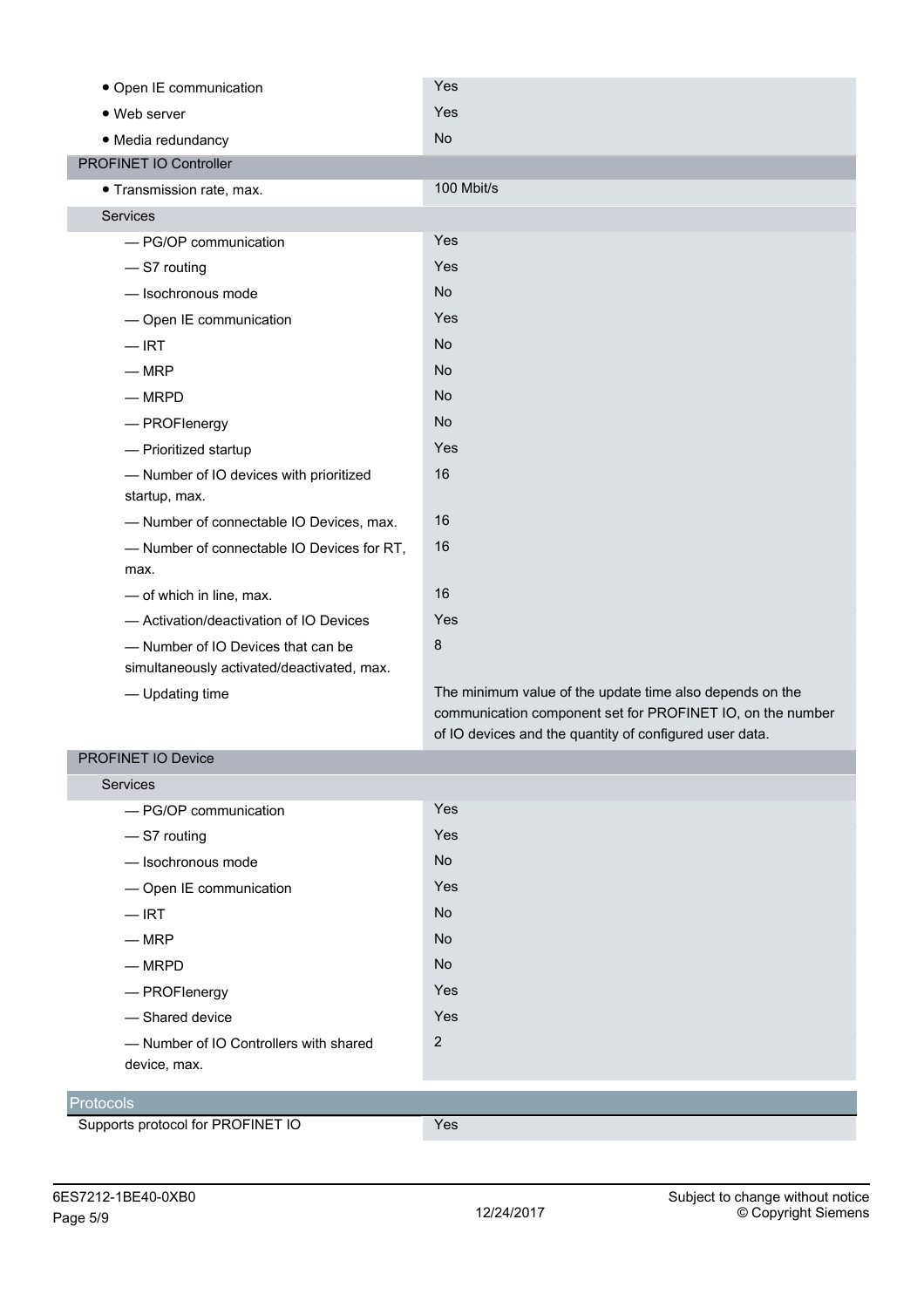| | |
|---|---|
| • Open IE communication | Yes |
| • Web server | Yes |
| • Media redundancy | No |
| **PROFINET IO Controller** | |
| • Transmission rate, max. | 100 Mbit/s |
| Services | |
| — PG/OP communication | Yes |
| — S7 routing | Yes |
| — Isochronous mode | No |
| — Open IE communication | Yes |
| — IRT | No |
| — MRP | No |
| — MRPD | No |
| — PROFIenergy | No |
| — Prioritized startup | Yes |
| — Number of IO devices with prioritized startup, max. | 16 |
| — Number of connectable IO Devices, max. | 16 |
| — Number of connectable IO Devices for RT, max. | 16 |
| — of which in line, max. | 16 |
| — Activation/deactivation of IO Devices | Yes |
| — Number of IO Devices that can be simultaneously activated/deactivated, max. | 8 |
| — Updating time | The minimum value of the update time also depends on the communication component set for PROFINET IO, on the number of IO devices and the quantity of configured user data. |
| **PROFINET IO Device** | |
| Services | |
| — PG/OP communication | Yes |
| — S7 routing | Yes |
| — Isochronous mode | No |
| — Open IE communication | Yes |
| — IRT | No |
| — MRP | No |
| — MRPD | No |
| — PROFIenergy | Yes |
| — Shared device | Yes |
| — Number of IO Controllers with shared device, max. | 2 |

## Protocols

| | |
|---|---|
| Supports protocol for PROFINET IO | Yes |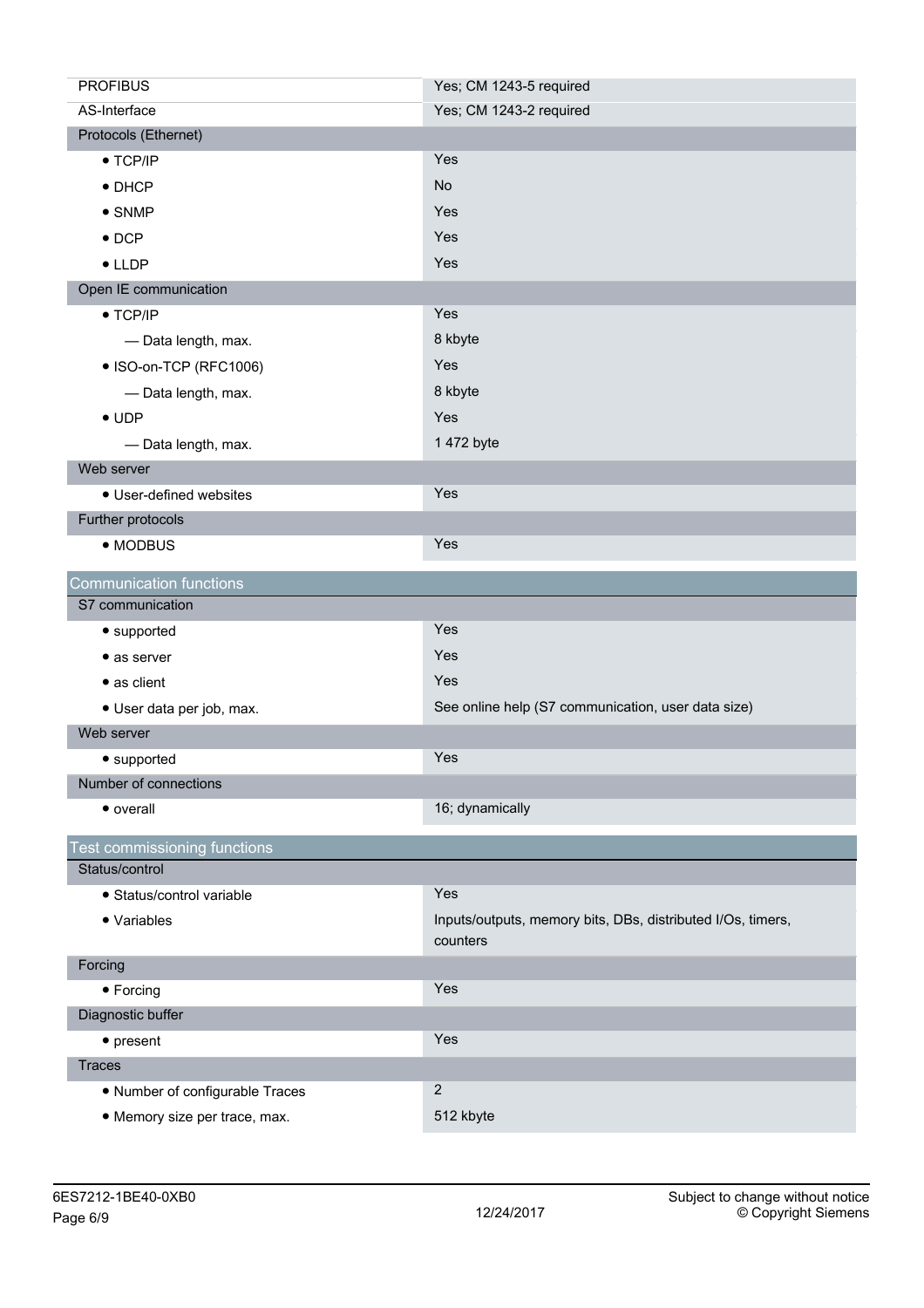| | |
|---|---|
| PROFIBUS | Yes; CM 1243-5 required |
| AS-Interface | Yes; CM 1243-2 required |
| **Protocols (Ethernet)** | |
| • TCP/IP | Yes |
| • DHCP | No |
| • SNMP | Yes |
| • DCP | Yes |
| • LLDP | Yes |
| **Open IE communication** | |
| • TCP/IP | Yes |
| — Data length, max. | 8 kbyte |
| • ISO-on-TCP (RFC1006) | Yes |
| — Data length, max. | 8 kbyte |
| • UDP | Yes |
| — Data length, max. | 1 472 byte |
| **Web server** | |
| • User-defined websites | Yes |
| **Further protocols** | |
| • MODBUS | Yes |

## Communication functions

| | |
|---|---|
| **S7 communication** | |
| • supported | Yes |
| • as server | Yes |
| • as client | Yes |
| • User data per job, max. | See online help (S7 communication, user data size) |
| **Web server** | |
| • supported | Yes |
| **Number of connections** | |
| • overall | 16; dynamically |

## Test commissioning functions

| | |
|---|---|
| **Status/control** | |
| • Status/control variable | Yes |
| • Variables | Inputs/outputs, memory bits, DBs, distributed I/Os, timers, counters |
| **Forcing** | |
| • Forcing | Yes |
| **Diagnostic buffer** | |
| • present | Yes |
| **Traces** | |
| • Number of configurable Traces | 2 |
| • Memory size per trace, max. | 512 kbyte |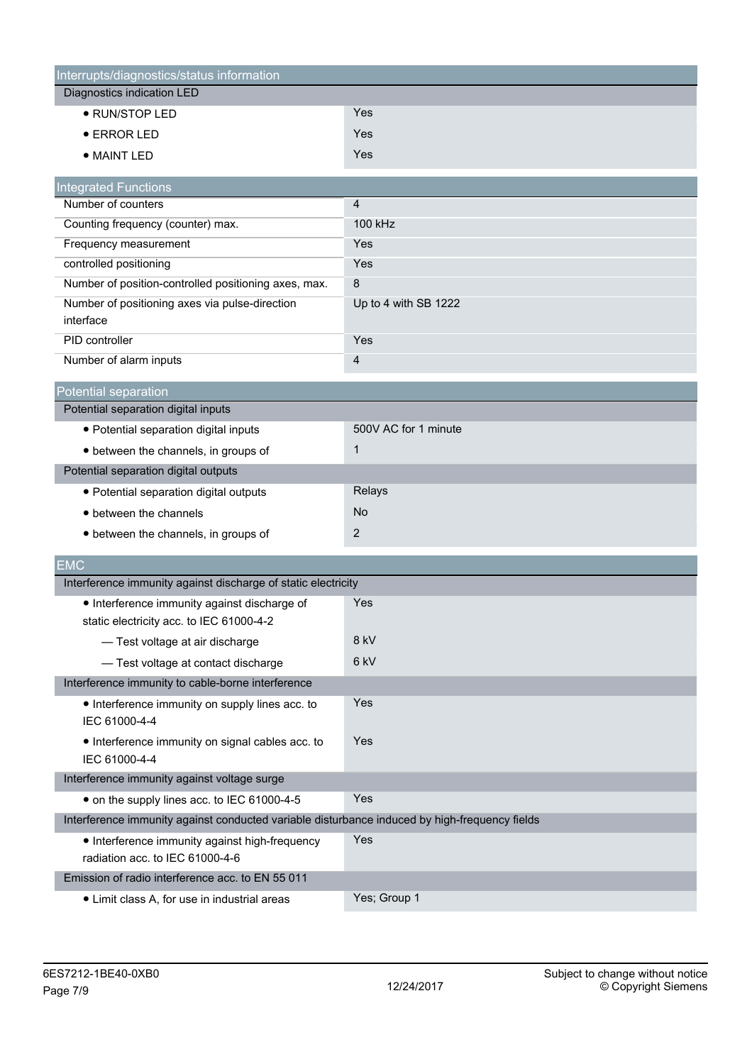| Interrupts/diagnostics/status information | |
|---|---|
| **Diagnostics indication LED** | |
| • RUN/STOP LED | Yes |
| • ERROR LED | Yes |
| • MAINT LED | Yes |

| Integrated Functions | |
|---|---|
| Number of counters | 4 |
| Counting frequency (counter) max. | 100 kHz |
| Frequency measurement | Yes |
| controlled positioning | Yes |
| Number of position-controlled positioning axes, max. | 8 |
| Number of positioning axes via pulse-direction interface | Up to 4 with SB 1222 |
| PID controller | Yes |
| Number of alarm inputs | 4 |

| Potential separation | |
|---|---|
| **Potential separation digital inputs** | |
| • Potential separation digital inputs | 500V AC for 1 minute |
| • between the channels, in groups of | 1 |
| **Potential separation digital outputs** | |
| • Potential separation digital outputs | Relays |
| • between the channels | No |
| • between the channels, in groups of | 2 |

| EMC | |
|---|---|
| **Interference immunity against discharge of static electricity** | |
| • Interference immunity against discharge of static electricity acc. to IEC 61000-4-2 | Yes |
| — Test voltage at air discharge | 8 kV |
| — Test voltage at contact discharge | 6 kV |
| **Interference immunity to cable-borne interference** | |
| • Interference immunity on supply lines acc. to IEC 61000-4-4 | Yes |
| • Interference immunity on signal cables acc. to IEC 61000-4-4 | Yes |
| **Interference immunity against voltage surge** | |
| • on the supply lines acc. to IEC 61000-4-5 | Yes |
| **Interference immunity against conducted variable disturbance induced by high-frequency fields** | |
| • Interference immunity against high-frequency radiation acc. to IEC 61000-4-6 | Yes |
| **Emission of radio interference acc. to EN 55 011** | |
| • Limit class A, for use in industrial areas | Yes; Group 1 |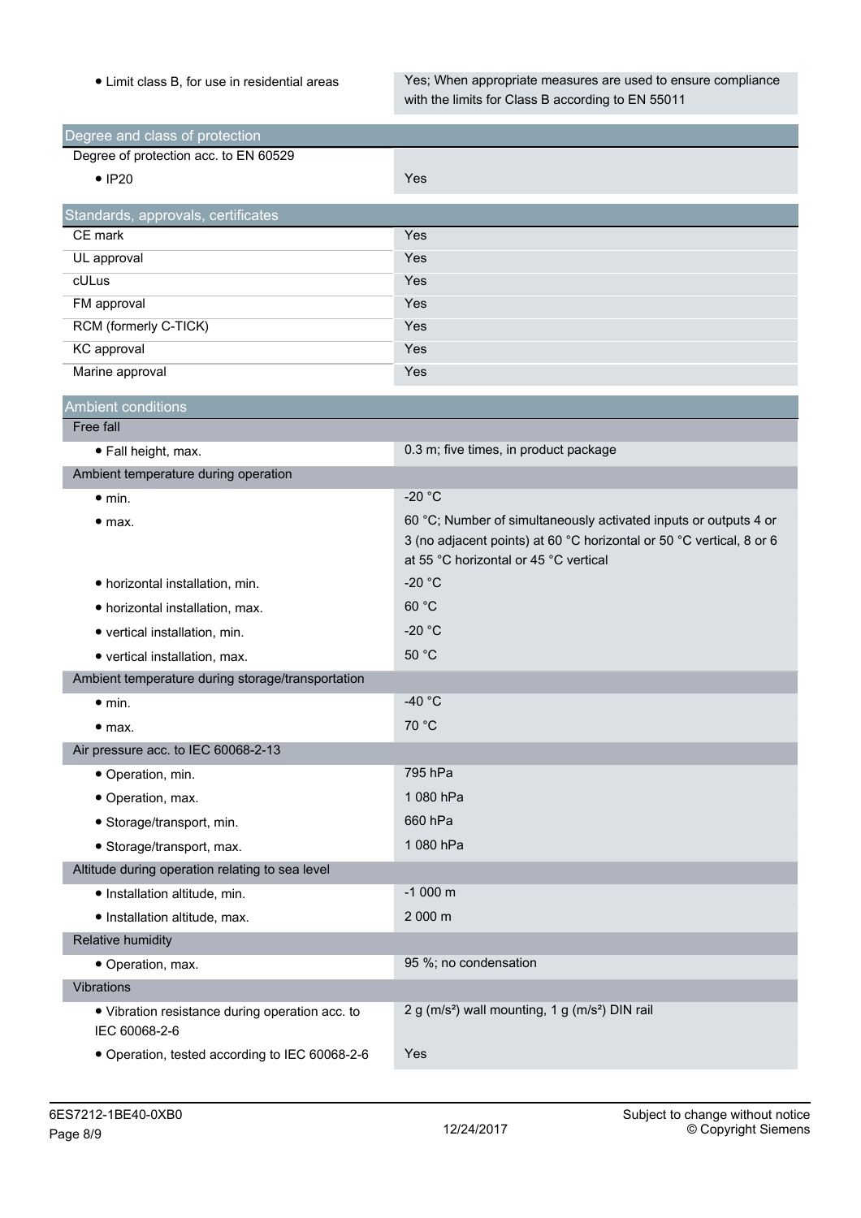| | |
|---|---|
| • Limit class B, for use in residential areas | Yes; When appropriate measures are used to ensure compliance with the limits for Class B according to EN 55011 |

| Degree and class of protection | |
|---|---|
| Degree of protection acc. to EN 60529 | |
| • IP20 | Yes |

| Standards, approvals, certificates | |
|---|---|
| CE mark | Yes |
| UL approval | Yes |
| cULus | Yes |
| FM approval | Yes |
| RCM (formerly C-TICK) | Yes |
| KC approval | Yes |
| Marine approval | Yes |

| Ambient conditions | |
|---|---|
| Free fall | |
| • Fall height, max. | 0.3 m; five times, in product package |
| Ambient temperature during operation | |
| • min. | -20 °C |
| • max. | 60 °C; Number of simultaneously activated inputs or outputs 4 or 3 (no adjacent points) at 60 °C horizontal or 50 °C vertical, 8 or 6 at 55 °C horizontal or 45 °C vertical |
| • horizontal installation, min. | -20 °C |
| • horizontal installation, max. | 60 °C |
| • vertical installation, min. | -20 °C |
| • vertical installation, max. | 50 °C |
| Ambient temperature during storage/transportation | |
| • min. | -40 °C |
| • max. | 70 °C |
| Air pressure acc. to IEC 60068-2-13 | |
| • Operation, min. | 795 hPa |
| • Operation, max. | 1 080 hPa |
| • Storage/transport, min. | 660 hPa |
| • Storage/transport, max. | 1 080 hPa |
| Altitude during operation relating to sea level | |
| • Installation altitude, min. | -1 000 m |
| • Installation altitude, max. | 2 000 m |
| Relative humidity | |
| • Operation, max. | 95 %; no condensation |
| Vibrations | |
| • Vibration resistance during operation acc. to IEC 60068-2-6 | 2 g (m/s²) wall mounting, 1 g (m/s²) DIN rail |
| • Operation, tested according to IEC 60068-2-6 | Yes |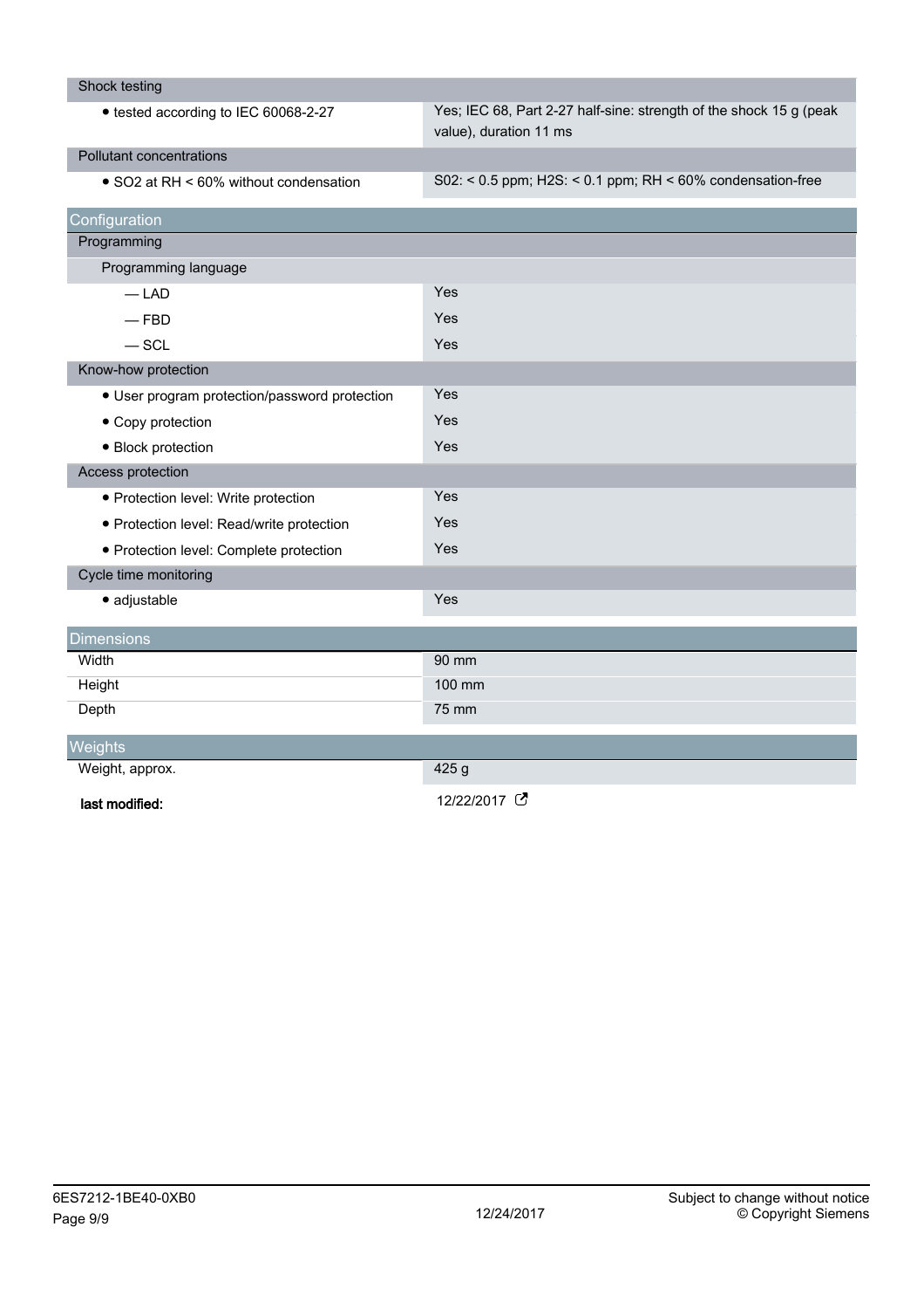| | |
|---|---|
| Shock testing | |
| • tested according to IEC 60068-2-27 | Yes; IEC 68, Part 2-27 half-sine: strength of the shock 15 g (peak value), duration 11 ms |
| Pollutant concentrations | |
| • SO2 at RH < 60% without condensation | S02: < 0.5 ppm; H2S: < 0.1 ppm; RH < 60% condensation-free |

## Configuration

| | |
|---|---|
| Programming | |
| Programming language | |
| — LAD | Yes |
| — FBD | Yes |
| — SCL | Yes |
| Know-how protection | |
| • User program protection/password protection | Yes |
| • Copy protection | Yes |
| • Block protection | Yes |
| Access protection | |
| • Protection level: Write protection | Yes |
| • Protection level: Read/write protection | Yes |
| • Protection level: Complete protection | Yes |
| Cycle time monitoring | |
| • adjustable | Yes |

## Dimensions

| | |
|---|---|
| Width | 90 mm |
| Height | 100 mm |
| Depth | 75 mm |

## Weights

| | |
|---|---|
| Weight, approx. | 425 g |

**last modified:** 12/22/2017